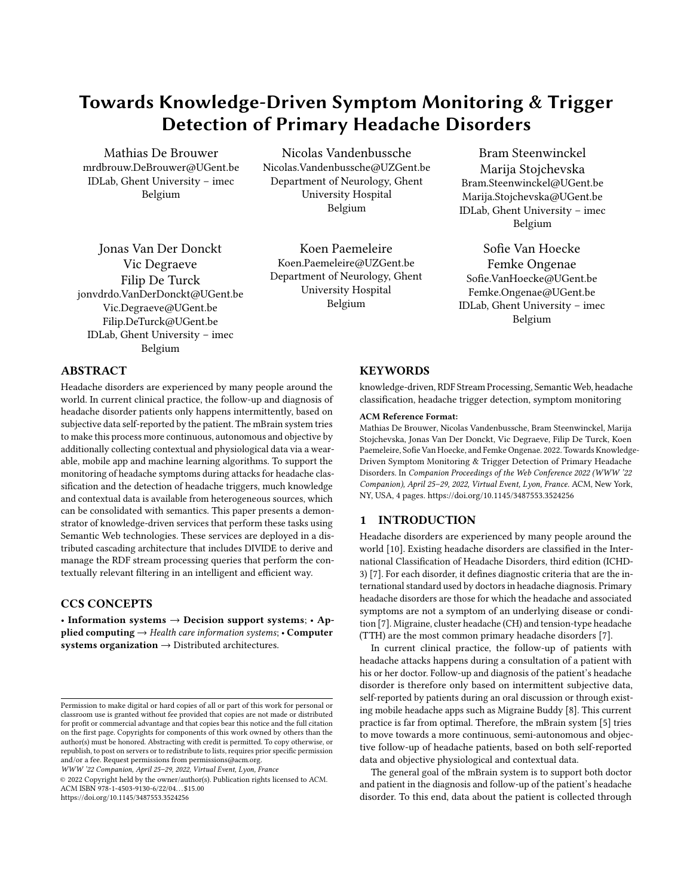# Towards Knowledge-Driven Symptom Monitoring & Trigger Detection of Primary Headache Disorders

Mathias De Brouwer
mrdbrouw.DeBrouwer@UGent.be
IDLab, Ghent University – imec
Belgium

Nicolas Vandenbussche
Nicolas.Vandenbussche@UZGent.be
Department of Neurology, Ghent University Hospital
Belgium

Bram Steenwinckel
Marija Stojchevska
Bram.Steenwinckel@UGent.be
Marija.Stojchevska@UGent.be
IDLab, Ghent University – imec
Belgium

Jonas Van Der Donckt
Vic Degraeve
Filip De Turck
jonvdrdo.VanDerDonckt@UGent.be
Vic.Degraeve@UGent.be
Filip.DeTurck@UGent.be
IDLab, Ghent University – imec
Belgium

Koen Paemeleire
Koen.Paemeleire@UZGent.be
Department of Neurology, Ghent University Hospital
Belgium

Sofie Van Hoecke
Femke Ongenae
Sofie.VanHoecke@UGent.be
Femke.Ongenae@UGent.be
IDLab, Ghent University – imec
Belgium

## ABSTRACT

Headache disorders are experienced by many people around the world. In current clinical practice, the follow-up and diagnosis of headache disorder patients only happens intermittently, based on subjective data self-reported by the patient. The mBrain system tries to make this process more continuous, autonomous and objective by additionally collecting contextual and physiological data via a wearable, mobile app and machine learning algorithms. To support the monitoring of headache symptoms during attacks for headache classification and the detection of headache triggers, much knowledge and contextual data is available from heterogeneous sources, which can be consolidated with semantics. This paper presents a demonstrator of knowledge-driven services that perform these tasks using Semantic Web technologies. These services are deployed in a distributed cascading architecture that includes DIVIDE to derive and manage the RDF stream processing queries that perform the contextually relevant filtering in an intelligent and efficient way.

## CCS CONCEPTS

• **Information systems** → **Decision support systems**; • **Applied computing** → *Health care information systems*; • **Computer systems organization** → Distributed architectures.

## KEYWORDS

knowledge-driven, RDF Stream Processing, Semantic Web, headache classification, headache trigger detection, symptom monitoring

**ACM Reference Format:**
Mathias De Brouwer, Nicolas Vandenbussche, Bram Steenwinckel, Marija Stojchevska, Jonas Van Der Donckt, Vic Degraeve, Filip De Turck, Koen Paemeleire, Sofie Van Hoecke, and Femke Ongenae. 2022. Towards Knowledge-Driven Symptom Monitoring & Trigger Detection of Primary Headache Disorders. In *Companion Proceedings of the Web Conference 2022 (WWW '22 Companion), April 25–29, 2022, Virtual Event, Lyon, France.* ACM, New York, NY, USA, 4 pages. https://doi.org/10.1145/3487553.3524256

## 1 INTRODUCTION

Headache disorders are experienced by many people around the world [10]. Existing headache disorders are classified in the International Classification of Headache Disorders, third edition (ICHD-3) [7]. For each disorder, it defines diagnostic criteria that are the international standard used by doctors in headache diagnosis. Primary headache disorders are those for which the headache and associated symptoms are not a symptom of an underlying disease or condition [7]. Migraine, cluster headache (CH) and tension-type headache (TTH) are the most common primary headache disorders [7].

In current clinical practice, the follow-up of patients with headache attacks happens during a consultation of a patient with his or her doctor. Follow-up and diagnosis of the patient's headache disorder is therefore only based on intermittent subjective data, self-reported by patients during an oral discussion or through existing mobile headache apps such as Migraine Buddy [8]. This current practice is far from optimal. Therefore, the mBrain system [5] tries to move towards a more continuous, semi-autonomous and objective follow-up of headache patients, based on both self-reported data and objective physiological and contextual data.

The general goal of the mBrain system is to support both doctor and patient in the diagnosis and follow-up of the patient's headache disorder. To this end, data about the patient is collected through

Permission to make digital or hard copies of all or part of this work for personal or classroom use is granted without fee provided that copies are not made or distributed for profit or commercial advantage and that copies bear this notice and the full citation on the first page. Copyrights for components of this work owned by others than the author(s) must be honored. Abstracting with credit is permitted. To copy otherwise, or republish, to post on servers or to redistribute to lists, requires prior specific permission and/or a fee. Request permissions from permissions@acm.org.
*WWW '22 Companion, April 25–29, 2022, Virtual Event, Lyon, France*
© 2022 Copyright held by the owner/author(s). Publication rights licensed to ACM.
ACM ISBN 978-1-4503-9130-6/22/04…$15.00
https://doi.org/10.1145/3487553.3524256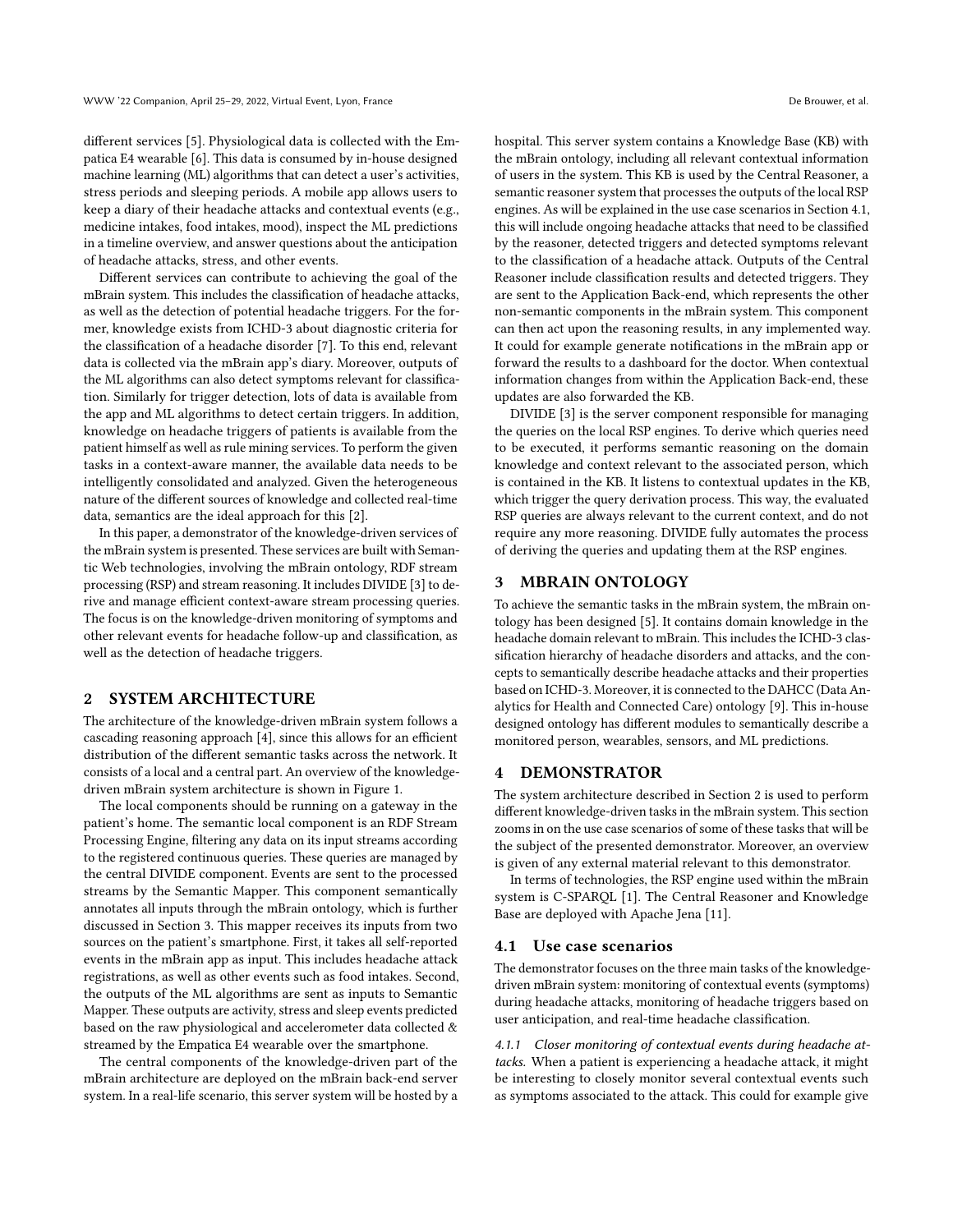different services [5]. Physiological data is collected with the Empatica E4 wearable [6]. This data is consumed by in-house designed machine learning (ML) algorithms that can detect a user's activities, stress periods and sleeping periods. A mobile app allows users to keep a diary of their headache attacks and contextual events (e.g., medicine intakes, food intakes, mood), inspect the ML predictions in a timeline overview, and answer questions about the anticipation of headache attacks, stress, and other events.

Different services can contribute to achieving the goal of the mBrain system. This includes the classification of headache attacks, as well as the detection of potential headache triggers. For the former, knowledge exists from ICHD-3 about diagnostic criteria for the classification of a headache disorder [7]. To this end, relevant data is collected via the mBrain app's diary. Moreover, outputs of the ML algorithms can also detect symptoms relevant for classification. Similarly for trigger detection, lots of data is available from the app and ML algorithms to detect certain triggers. In addition, knowledge on headache triggers of patients is available from the patient himself as well as rule mining services. To perform the given tasks in a context-aware manner, the available data needs to be intelligently consolidated and analyzed. Given the heterogeneous nature of the different sources of knowledge and collected real-time data, semantics are the ideal approach for this [2].

In this paper, a demonstrator of the knowledge-driven services of the mBrain system is presented. These services are built with Semantic Web technologies, involving the mBrain ontology, RDF stream processing (RSP) and stream reasoning. It includes DIVIDE [3] to derive and manage efficient context-aware stream processing queries. The focus is on the knowledge-driven monitoring of symptoms and other relevant events for headache follow-up and classification, as well as the detection of headache triggers.

## 2 SYSTEM ARCHITECTURE

The architecture of the knowledge-driven mBrain system follows a cascading reasoning approach [4], since this allows for an efficient distribution of the different semantic tasks across the network. It consists of a local and a central part. An overview of the knowledge-driven mBrain system architecture is shown in Figure 1.

The local components should be running on a gateway in the patient's home. The semantic local component is an RDF Stream Processing Engine, filtering any data on its input streams according to the registered continuous queries. These queries are managed by the central DIVIDE component. Events are sent to the processed streams by the Semantic Mapper. This component semantically annotates all inputs through the mBrain ontology, which is further discussed in Section 3. This mapper receives its inputs from two sources on the patient's smartphone. First, it takes all self-reported events in the mBrain app as input. This includes headache attack registrations, as well as other events such as food intakes. Second, the outputs of the ML algorithms are sent as inputs to Semantic Mapper. These outputs are activity, stress and sleep events predicted based on the raw physiological and accelerometer data collected & streamed by the Empatica E4 wearable over the smartphone.

The central components of the knowledge-driven part of the mBrain architecture are deployed on the mBrain back-end server system. In a real-life scenario, this server system will be hosted by a hospital. This server system contains a Knowledge Base (KB) with the mBrain ontology, including all relevant contextual information of users in the system. This KB is used by the Central Reasoner, a semantic reasoner system that processes the outputs of the local RSP engines. As will be explained in the use case scenarios in Section 4.1, this will include ongoing headache attacks that need to be classified by the reasoner, detected triggers and detected symptoms relevant to the classification of a headache attack. Outputs of the Central Reasoner include classification results and detected triggers. They are sent to the Application Back-end, which represents the other non-semantic components in the mBrain system. This component can then act upon the reasoning results, in any implemented way. It could for example generate notifications in the mBrain app or forward the results to a dashboard for the doctor. When contextual information changes from within the Application Back-end, these updates are also forwarded the KB.

DIVIDE [3] is the server component responsible for managing the queries on the local RSP engines. To derive which queries need to be executed, it performs semantic reasoning on the domain knowledge and context relevant to the associated person, which is contained in the KB. It listens to contextual updates in the KB, which trigger the query derivation process. This way, the evaluated RSP queries are always relevant to the current context, and do not require any more reasoning. DIVIDE fully automates the process of deriving the queries and updating them at the RSP engines.

## 3 MBRAIN ONTOLOGY

To achieve the semantic tasks in the mBrain system, the mBrain ontology has been designed [5]. It contains domain knowledge in the headache domain relevant to mBrain. This includes the ICHD-3 classification hierarchy of headache disorders and attacks, and the concepts to semantically describe headache attacks and their properties based on ICHD-3. Moreover, it is connected to the DAHCC (Data Analytics for Health and Connected Care) ontology [9]. This in-house designed ontology has different modules to semantically describe a monitored person, wearables, sensors, and ML predictions.

## 4 DEMONSTRATOR

The system architecture described in Section 2 is used to perform different knowledge-driven tasks in the mBrain system. This section zooms in on the use case scenarios of some of these tasks that will be the subject of the presented demonstrator. Moreover, an overview is given of any external material relevant to this demonstrator.

In terms of technologies, the RSP engine used within the mBrain system is C-SPARQL [1]. The Central Reasoner and Knowledge Base are deployed with Apache Jena [11].

### 4.1 Use case scenarios

The demonstrator focuses on the three main tasks of the knowledge-driven mBrain system: monitoring of contextual events (symptoms) during headache attacks, monitoring of headache triggers based on user anticipation, and real-time headache classification.

*4.1.1 Closer monitoring of contextual events during headache attacks.* When a patient is experiencing a headache attack, it might be interesting to closely monitor several contextual events such as symptoms associated to the attack. This could for example give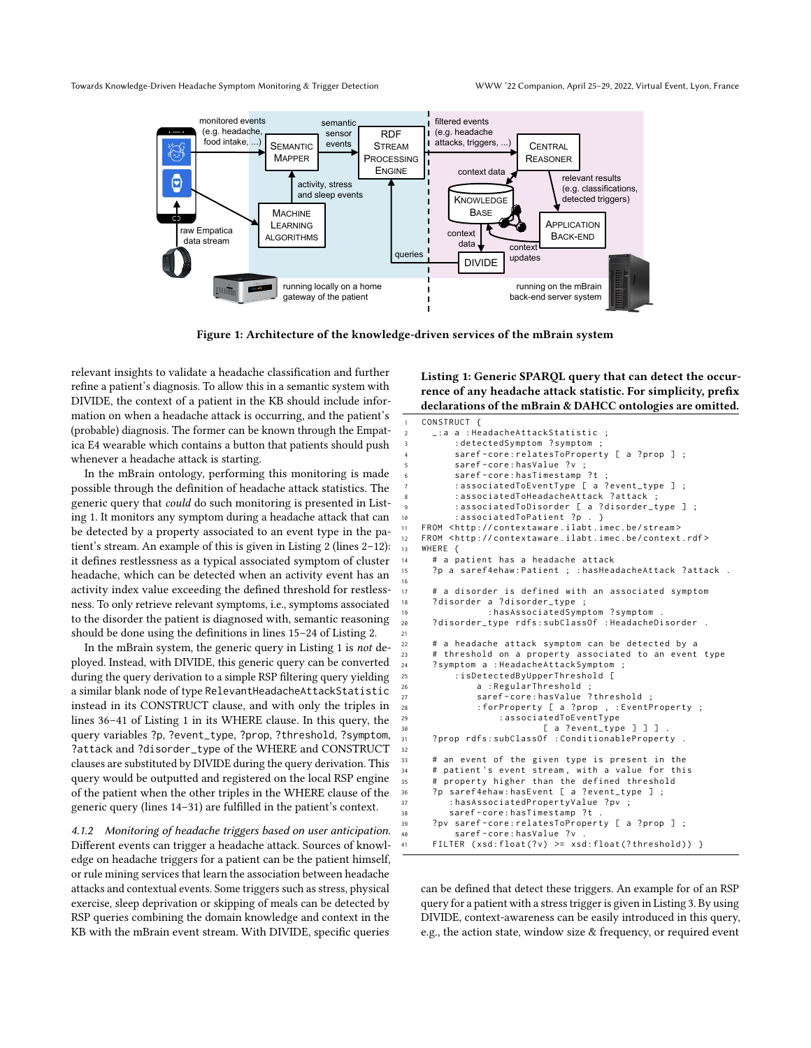Figure 1: Architecture of the knowledge-driven services of the mBrain system

relevant insights to validate a headache classification and further refine a patient's diagnosis. To allow this in a semantic system with DIVIDE, the context of a patient in the KB should include information on when a headache attack is occurring, and the patient's (probable) diagnosis. The former can be known through the Empatica E4 wearable which contains a button that patients should push whenever a headache attack is starting.

In the mBrain ontology, performing this monitoring is made possible through the definition of headache attack statistics. The generic query that *could* do such monitoring is presented in Listing 1. It monitors any symptom during a headache attack that can be detected by a property associated to an event type in the patient's stream. An example of this is given in Listing 2 (lines 2–12): it defines restlessness as a typical associated symptom of cluster headache, which can be detected when an activity event has an activity index value exceeding the defined threshold for restlessness. To only retrieve relevant symptoms, i.e., symptoms associated to the disorder the patient is diagnosed with, semantic reasoning should be done using the definitions in lines 15–24 of Listing 2.

In the mBrain system, the generic query in Listing 1 is *not* deployed. Instead, with DIVIDE, this generic query can be converted during the query derivation to a simple RSP filtering query yielding a similar blank node of type `RelevantHeadacheAttackStatistic` instead in its CONSTRUCT clause, and with only the triples in lines 36–41 of Listing 1 in its WHERE clause. In this query, the query variables `?p`, `?event_type`, `?prop`, `?threshold`, `?symptom`, `?attack` and `?disorder_type` of the WHERE and CONSTRUCT clauses are substituted by DIVIDE during the query derivation. This query would be outputted and registered on the local RSP engine of the patient when the other triples in the WHERE clause of the generic query (lines 14–31) are fulfilled in the patient's context.

*4.1.2 Monitoring of headache triggers based on user anticipation.* Different events can trigger a headache attack. Sources of knowledge on headache triggers for a patient can be the patient himself, or rule mining services that learn the association between headache attacks and contextual events. Some triggers such as stress, physical exercise, sleep deprivation or skipping of meals can be detected by RSP queries combining the domain knowledge and context in the KB with the mBrain event stream. With DIVIDE, specific queries

**Listing 1: Generic SPARQL query that can detect the occurrence of any headache attack statistic. For simplicity, prefix declarations of the mBrain & DAHCC ontologies are omitted.**

```
CONSTRUCT {
  _:a a :HeadacheAttackStatistic ;
      :detectedSymptom ?symptom ;
      saref-core:relatesToProperty [ a ?prop ] ;
      saref-core:hasValue ?v ;
      saref-core:hasTimestamp ?t ;
      :associatedToEventType [ a ?event_type ] ;
      :associatedToHeadacheAttack ?attack ;
      :associatedToDisorder [ a ?disorder_type ] ;
      :associatedToPatient ?p . }
FROM <http://contextaware.ilabt.imec.be/stream>
FROM <http://contextaware.ilabt.imec.be/context.rdf>
WHERE {
  # a patient has a headache attack
  ?p a saref4ehaw:Patient ; :hasHeadacheAttack ?attack .

  # a disorder is defined with an associated symptom
  ?disorder a ?disorder_type ;
            :hasAssociatedSymptom ?symptom .
  ?disorder_type rdfs:subClassOf :HeadacheDisorder .

  # a headache attack symptom can be detected by a
  # threshold on a property associated to an event type
  ?symptom a :HeadacheAttackSymptom ;
      :isDetectedByUpperThreshold [
          a :RegularThreshold ;
          saref-core:hasValue ?threshold ;
          :forProperty [ a ?prop , :EventProperty ;
              :associatedToEventType
                       [ a ?event_type ] ] ] .
  ?prop rdfs:subClassOf :ConditionableProperty .

  # an event of the given type is present in the
  # patient's event stream, with a value for this
  # property higher than the defined threshold
  ?p saref4ehaw:hasEvent [ a ?event_type ] ;
     :hasAssociatedPropertyValue ?pv ;
     saref-core:hasTimestamp ?t .
  ?pv saref-core:relatesToProperty [ a ?prop ] ;
      saref-core:hasValue ?v .
  FILTER (xsd:float(?v) >= xsd:float(?threshold)) }
```

can be defined that detect these triggers. An example for of an RSP query for a patient with a stress trigger is given in Listing 3. By using DIVIDE, context-awareness can be easily introduced in this query, e.g., the action state, window size & frequency, or required event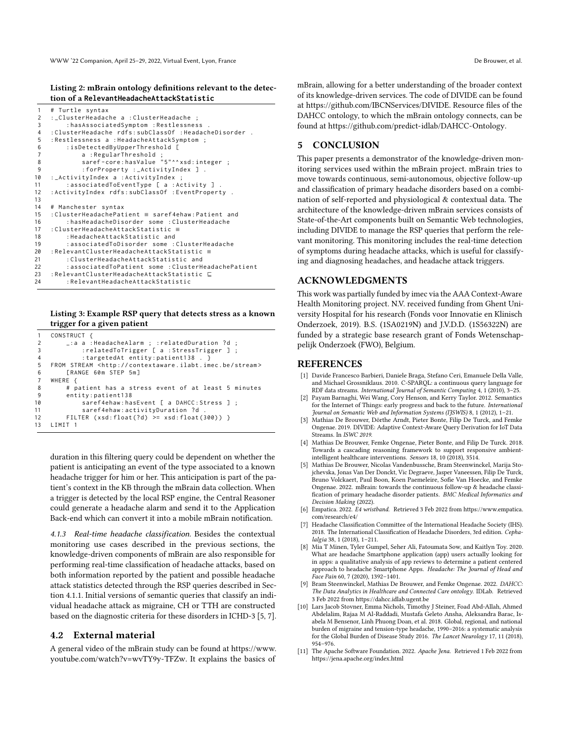**Listing 2: mBrain ontology definitions relevant to the detection of a `RelevantHeadacheAttackStatistic`**

```
1   # Turtle syntax
2   :_ClusterHeadache a :ClusterHeadache ;
3       :hasAssociatedSymptom :Restlessness .
4   :ClusterHeadache rdfs:subClassOf :HeadacheDisorder .
5   :Restlessness a :HeadacheAttackSymptom ;
6       :isDetectedByUpperThreshold [
7           a :RegularThreshold ;
8           saref-core:hasValue "5"^^xsd:integer ;
9           :forProperty :_ActivityIndex ] .
10  :_ActivityIndex a :ActivityIndex ;
11      :associatedToEventType [ a :Activity ] .
12  :ActivityIndex rdfs:subClassOf :EventProperty .
13
14  # Manchester syntax
15  :ClusterHeadachePatient ≡ saref4ehaw:Patient and
16      :hasHeadacheDisorder some :ClusterHeadache
17  :ClusterHeadacheAttackStatistic ≡
18      :HeadacheAttackStatistic and
19      :associatedToDisorder some :ClusterHeadache
20  :RelevantClusterHeadacheAttackStatistic ≡
21      :ClusterHeadacheAttackStatistic and
22      :associatedToPatient some :ClusterHeadachePatient
23  :RelevantClusterHeadacheAttackStatistic ⊑
24      :RelevantHeadacheAttackStatistic
```

**Listing 3: Example RSP query that detects stress as a known trigger for a given patient**

```
1   CONSTRUCT {
2       _:a a :HeadacheAlarm ; :relatedDuration ?d ;
3           :relatedToTrigger [ a :StressTrigger ] ;
4           :targetedAt entity:patient138 . }
5   FROM STREAM <http://contextaware.ilabt.imec.be/stream>
6       [RANGE 60m STEP 5m]
7   WHERE {
8       # patient has a stress event of at least 5 minutes
9       entity:patient138
10          saref4ehaw:hasEvent [ a DAHCC:Stress ] ;
11          saref4ehaw:activityDuration ?d .
12      FILTER (xsd:float(?d) >= xsd:float(300)) }
13  LIMIT 1
```

duration in this filtering query could be dependent on whether the patient is anticipating an event of the type associated to a known headache trigger for him or her. This anticipation is part of the patient's context in the KB through the mBrain data collection. When a trigger is detected by the local RSP engine, the Central Reasoner could generate a headache alarm and send it to the Application Back-end which can convert it into a mobile mBrain notification.

*4.1.3 Real-time headache classification.* Besides the contextual monitoring use cases described in the previous sections, the knowledge-driven components of mBrain are also responsible for performing real-time classification of headache attacks, based on both information reported by the patient and possible headache attack statistics detected through the RSP queries described in Section 4.1.1. Initial versions of semantic queries that classify an individual headache attack as migraine, CH or TTH are constructed based on the diagnostic criteria for these disorders in ICHD-3 [5, 7].

## 4.2 External material

A general video of the mBrain study can be found at https://www.youtube.com/watch?v=wvTY9y-TFZw. It explains the basics of mBrain, allowing for a better understanding of the broader context of its knowledge-driven services. The code of DIVIDE can be found at https://github.com/IBCNServices/DIVIDE. Resource files of the DAHCC ontology, to which the mBrain ontology connects, can be found at https://github.com/predict-idlab/DAHCC-Ontology.

# 5 CONCLUSION

This paper presents a demonstrator of the knowledge-driven monitoring services used within the mBrain project. mBrain tries to move towards continuous, semi-autonomous, objective follow-up and classification of primary headache disorders based on a combination of self-reported and physiological & contextual data. The architecture of the knowledge-driven mBrain services consists of State-of-the-Art components built on Semantic Web technologies, including DIVIDE to manage the RSP queries that perform the relevant monitoring. This monitoring includes the real-time detection of symptoms during headache attacks, which is useful for classifying and diagnosing headaches, and headache attack triggers.

# ACKNOWLEDGMENTS

This work was partially funded by imec via the AAA Context-Aware Health Monitoring project. N.V. received funding from Ghent University Hospital for his research (Fonds voor Innovatie en Klinisch Onderzoek, 2019). B.S. (1SA0219N) and J.V.D.D. (1S56322N) are funded by a strategic base research grant of Fonds Wetenschappelijk Onderzoek (FWO), Belgium.

# REFERENCES

[1] Davide Francesco Barbieri, Daniele Braga, Stefano Ceri, Emanuele Della Valle, and Michael Grossniklaus. 2010. C-SPARQL: a continuous query language for RDF data streams. *International Journal of Semantic Computing* 4, 1 (2010), 3–25.

[2] Payam Barnaghi, Wei Wang, Cory Henson, and Kerry Taylor. 2012. Semantics for the Internet of Things: early progress and back to the future. *International Journal on Semantic Web and Information Systems (IJSWIS)* 8, 1 (2012), 1–21.

[3] Mathias De Brouwer, Dörthe Arndt, Pieter Bonte, Filip De Turck, and Femke Ongenae. 2019. DIVIDE: Adaptive Context-Aware Query Derivation for IoT Data Streams. In *ISWC 2019*.

[4] Mathias De Brouwer, Femke Ongenae, Pieter Bonte, and Filip De Turck. 2018. Towards a cascading reasoning framework to support responsive ambient-intelligent healthcare interventions. *Sensors* 18, 10 (2018), 3514.

[5] Mathias De Brouwer, Nicolas Vandenbussche, Bram Steenwinckel, Marija Stojchevska, Jonas Van Der Donckt, Vic Degraeve, Jasper Vaneessen, Filip De Turck, Bruno Volckaert, Paul Boon, Koen Paemeleire, Sofie Van Hoecke, and Femke Ongenae. 2022. mBrain: towards the continuous follow-up & headache classification of primary headache disorder patients. *BMC Medical Informatics and Decision Making* (2022).

[6] Empatica. 2022. *E4 wristband.* Retrieved 3 Feb 2022 from https://www.empatica.com/research/e4/

[7] Headache Classification Committee of the International Headache Society (IHS). 2018. The International Classification of Headache Disorders, 3rd edition. *Cephalalgia* 38, 1 (2018), 1–211.

[8] Mia T Minen, Tyler Gumpel, Seher Ali, Fatoumata Sow, and Kaitlyn Toy. 2020. What are headache Smartphone application (app) users actually looking for in apps: a qualitative analysis of app reviews to determine a patient centered approach to headache Smartphone Apps. *Headache: The Journal of Head and Face Pain* 60, 7 (2020), 1392–1401.

[9] Bram Steenwinckel, Mathias De Brouwer, and Femke Ongenae. 2022. *DAHCC: The Data Analytics in Healthcare and Connected Care ontology.* IDLab. Retrieved 3 Feb 2022 from https://dahcc.idlab.ugent.be

[10] Lars Jacob Stovner, Emma Nichols, Timothy J Steiner, Foad Abd-Allah, Ahmed Abdelalim, Rajaa M Al-Raddadi, Mustafa Geleto Ansha, Aleksandra Barac, Isabela M Bensenor, Linh Phuong Doan, et al. 2018. Global, regional, and national burden of migraine and tension-type headache, 1990–2016: a systematic analysis for the Global Burden of Disease Study 2016. *The Lancet Neurology* 17, 11 (2018), 954–976.

[11] The Apache Software Foundation. 2022. *Apache Jena.* Retrieved 1 Feb 2022 from https://jena.apache.org/index.html